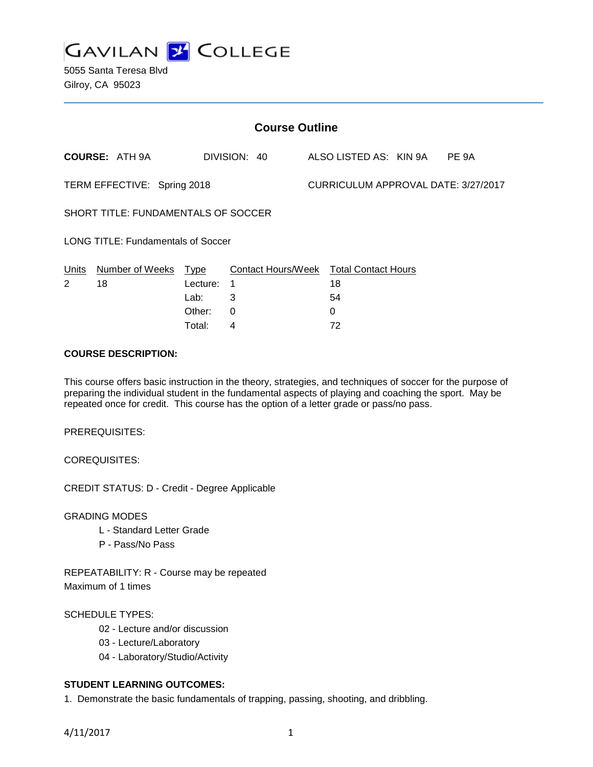# GAVILAN COLLEGE

5055 Santa Teresa Blvd
Gilroy, CA 95023

## Course Outline

**COURSE:** ATH 9A  DIVISION: 40  ALSO LISTED AS: KIN 9A  PE 9A

TERM EFFECTIVE: Spring 2018  CURRICULUM APPROVAL DATE: 3/27/2017

SHORT TITLE: FUNDAMENTALS OF SOCCER

LONG TITLE: Fundamentals of Soccer

| Units | Number of Weeks | Type | Contact Hours/Week | Total Contact Hours |
|---|---|---|---|---|
| 2 | 18 | Lecture: | 1 | 18 |
| | | Lab: | 3 | 54 |
| | | Other: | 0 | 0 |
| | | Total: | 4 | 72 |

**COURSE DESCRIPTION:**

This course offers basic instruction in the theory, strategies, and techniques of soccer for the purpose of preparing the individual student in the fundamental aspects of playing and coaching the sport. May be repeated once for credit. This course has the option of a letter grade or pass/no pass.

PREREQUISITES:

COREQUISITES:

CREDIT STATUS: D - Credit - Degree Applicable

GRADING MODES

- L - Standard Letter Grade
- P - Pass/No Pass

REPEATABILITY: R - Course may be repeated
Maximum of 1 times

SCHEDULE TYPES:

- 02 - Lecture and/or discussion
- 03 - Lecture/Laboratory
- 04 - Laboratory/Studio/Activity

**STUDENT LEARNING OUTCOMES:**

1. Demonstrate the basic fundamentals of trapping, passing, shooting, and dribbling.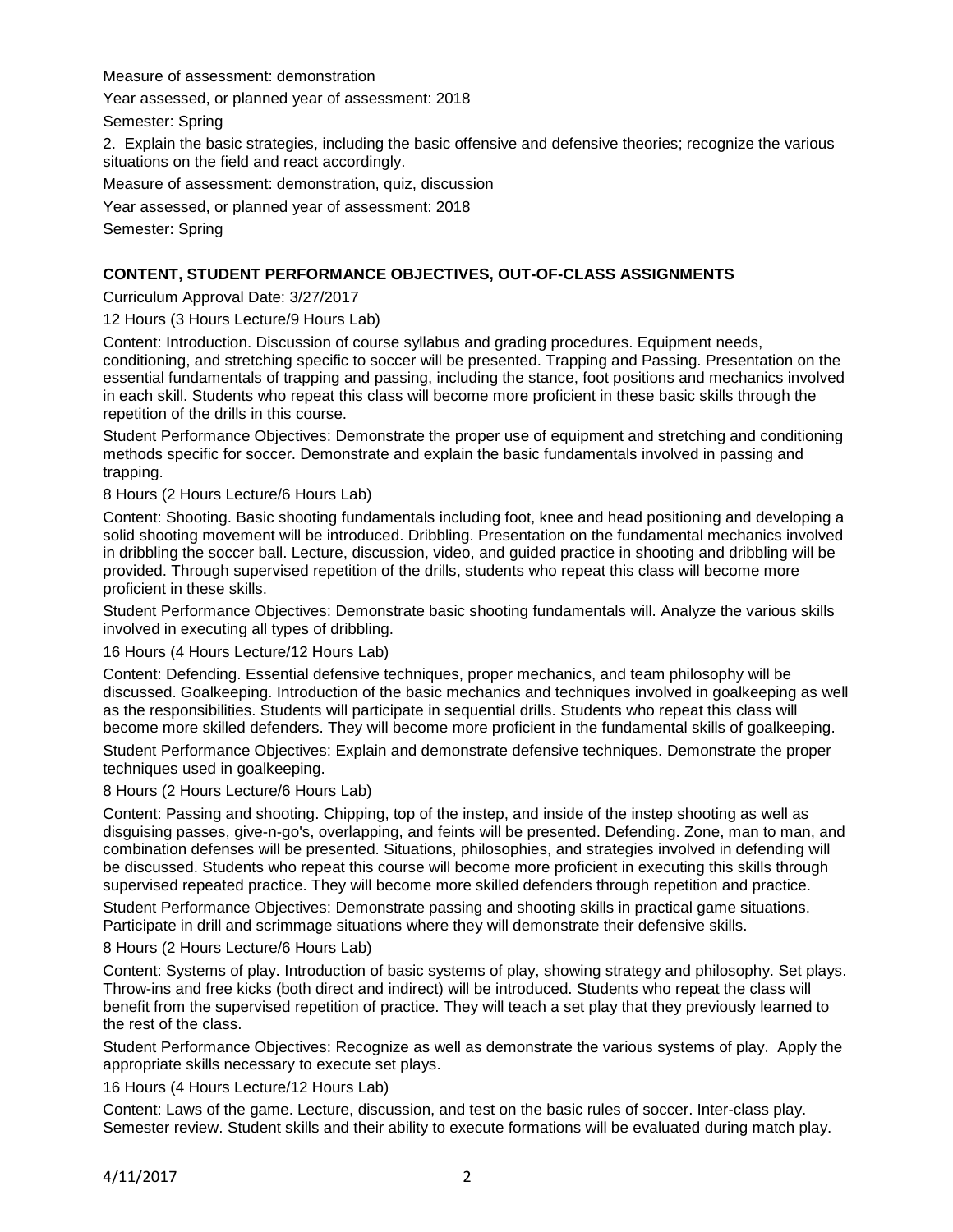Measure of assessment: demonstration

Year assessed, or planned year of assessment: 2018

Semester: Spring

2. Explain the basic strategies, including the basic offensive and defensive theories; recognize the various situations on the field and react accordingly.

Measure of assessment: demonstration, quiz, discussion

Year assessed, or planned year of assessment: 2018

Semester: Spring

## CONTENT, STUDENT PERFORMANCE OBJECTIVES, OUT-OF-CLASS ASSIGNMENTS

Curriculum Approval Date: 3/27/2017

12 Hours (3 Hours Lecture/9 Hours Lab)

Content: Introduction. Discussion of course syllabus and grading procedures. Equipment needs, conditioning, and stretching specific to soccer will be presented. Trapping and Passing. Presentation on the essential fundamentals of trapping and passing, including the stance, foot positions and mechanics involved in each skill. Students who repeat this class will become more proficient in these basic skills through the repetition of the drills in this course.

Student Performance Objectives: Demonstrate the proper use of equipment and stretching and conditioning methods specific for soccer. Demonstrate and explain the basic fundamentals involved in passing and trapping.

8 Hours (2 Hours Lecture/6 Hours Lab)

Content: Shooting. Basic shooting fundamentals including foot, knee and head positioning and developing a solid shooting movement will be introduced. Dribbling. Presentation on the fundamental mechanics involved in dribbling the soccer ball. Lecture, discussion, video, and guided practice in shooting and dribbling will be provided. Through supervised repetition of the drills, students who repeat this class will become more proficient in these skills.

Student Performance Objectives: Demonstrate basic shooting fundamentals will. Analyze the various skills involved in executing all types of dribbling.

16 Hours (4 Hours Lecture/12 Hours Lab)

Content: Defending. Essential defensive techniques, proper mechanics, and team philosophy will be discussed. Goalkeeping. Introduction of the basic mechanics and techniques involved in goalkeeping as well as the responsibilities. Students will participate in sequential drills. Students who repeat this class will become more skilled defenders. They will become more proficient in the fundamental skills of goalkeeping.

Student Performance Objectives: Explain and demonstrate defensive techniques. Demonstrate the proper techniques used in goalkeeping.

8 Hours (2 Hours Lecture/6 Hours Lab)

Content: Passing and shooting. Chipping, top of the instep, and inside of the instep shooting as well as disguising passes, give-n-go's, overlapping, and feints will be presented. Defending. Zone, man to man, and combination defenses will be presented. Situations, philosophies, and strategies involved in defending will be discussed. Students who repeat this course will become more proficient in executing this skills through supervised repeated practice. They will become more skilled defenders through repetition and practice.

Student Performance Objectives: Demonstrate passing and shooting skills in practical game situations. Participate in drill and scrimmage situations where they will demonstrate their defensive skills.

8 Hours (2 Hours Lecture/6 Hours Lab)

Content: Systems of play. Introduction of basic systems of play, showing strategy and philosophy. Set plays. Throw-ins and free kicks (both direct and indirect) will be introduced. Students who repeat the class will benefit from the supervised repetition of practice. They will teach a set play that they previously learned to the rest of the class.

Student Performance Objectives: Recognize as well as demonstrate the various systems of play. Apply the appropriate skills necessary to execute set plays.

16 Hours (4 Hours Lecture/12 Hours Lab)

Content: Laws of the game. Lecture, discussion, and test on the basic rules of soccer. Inter-class play. Semester review. Student skills and their ability to execute formations will be evaluated during match play.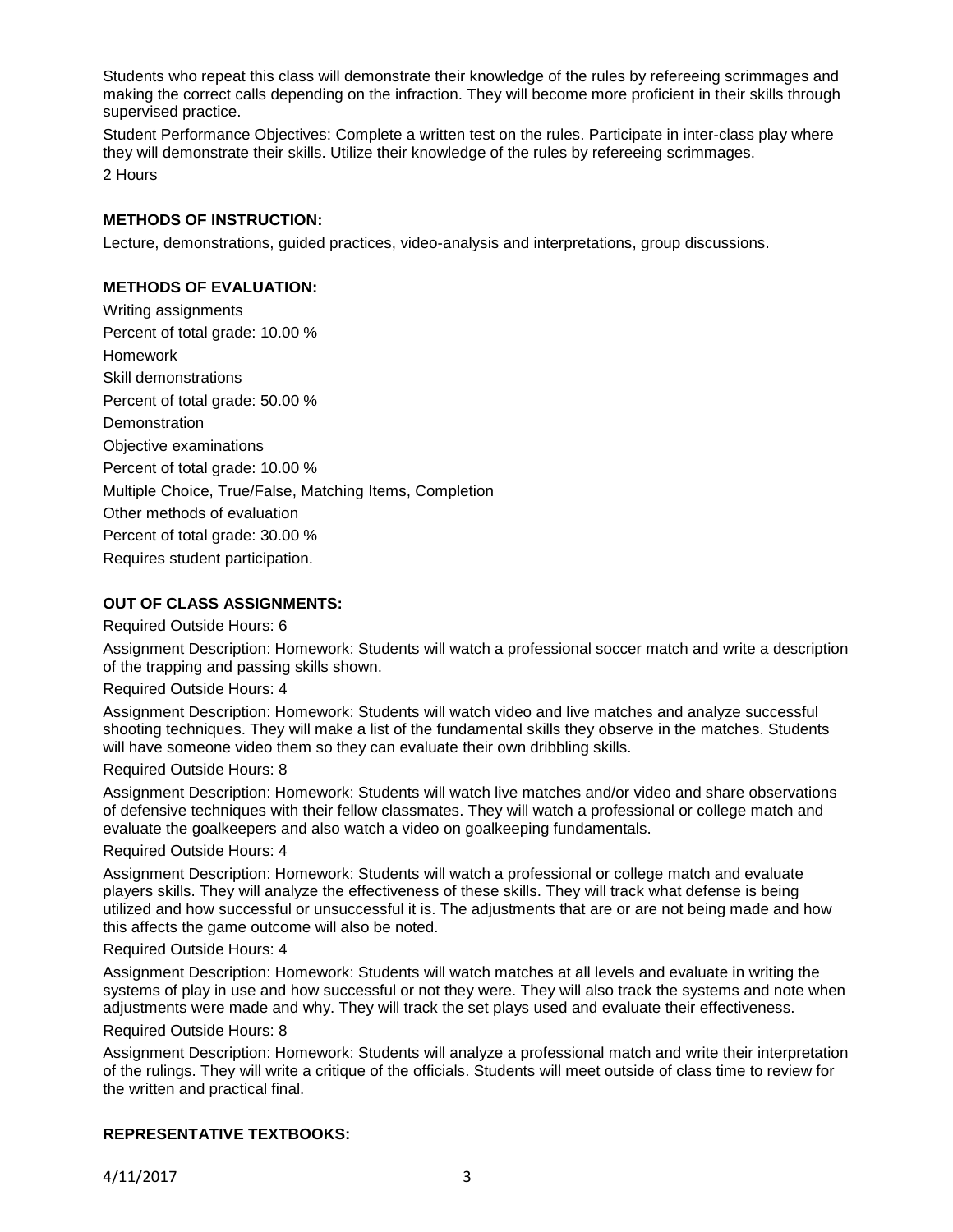Students who repeat this class will demonstrate their knowledge of the rules by refereeing scrimmages and making the correct calls depending on the infraction. They will become more proficient in their skills through supervised practice.

Student Performance Objectives: Complete a written test on the rules. Participate in inter-class play where they will demonstrate their skills. Utilize their knowledge of the rules by refereeing scrimmages.

2 Hours

## METHODS OF INSTRUCTION:

Lecture, demonstrations, guided practices, video-analysis and interpretations, group discussions.

## METHODS OF EVALUATION:

Writing assignments

Percent of total grade: 10.00 %

Homework

Skill demonstrations

Percent of total grade: 50.00 %

Demonstration

Objective examinations

Percent of total grade: 10.00 %

Multiple Choice, True/False, Matching Items, Completion

Other methods of evaluation

Percent of total grade: 30.00 %

Requires student participation.

## OUT OF CLASS ASSIGNMENTS:

Required Outside Hours: 6

Assignment Description: Homework: Students will watch a professional soccer match and write a description of the trapping and passing skills shown.

Required Outside Hours: 4

Assignment Description: Homework: Students will watch video and live matches and analyze successful shooting techniques. They will make a list of the fundamental skills they observe in the matches. Students will have someone video them so they can evaluate their own dribbling skills.

Required Outside Hours: 8

Assignment Description: Homework: Students will watch live matches and/or video and share observations of defensive techniques with their fellow classmates. They will watch a professional or college match and evaluate the goalkeepers and also watch a video on goalkeeping fundamentals.

Required Outside Hours: 4

Assignment Description: Homework: Students will watch a professional or college match and evaluate players skills. They will analyze the effectiveness of these skills. They will track what defense is being utilized and how successful or unsuccessful it is. The adjustments that are or are not being made and how this affects the game outcome will also be noted.

Required Outside Hours: 4

Assignment Description: Homework: Students will watch matches at all levels and evaluate in writing the systems of play in use and how successful or not they were. They will also track the systems and note when adjustments were made and why. They will track the set plays used and evaluate their effectiveness.

Required Outside Hours: 8

Assignment Description: Homework: Students will analyze a professional match and write their interpretation of the rulings. They will write a critique of the officials. Students will meet outside of class time to review for the written and practical final.

## REPRESENTATIVE TEXTBOOKS: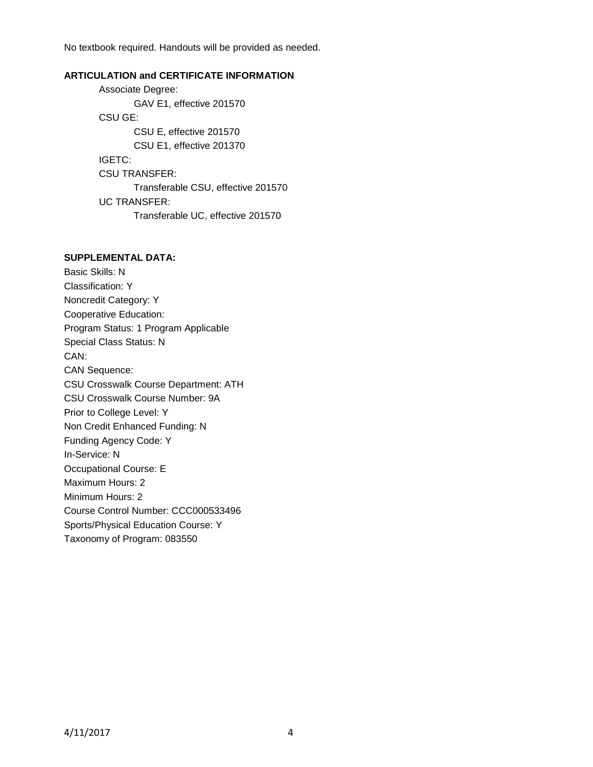No textbook required. Handouts will be provided as needed.

**ARTICULATION and CERTIFICATE INFORMATION**

Associate Degree:
- GAV E1, effective 201570

CSU GE:
- CSU E, effective 201570
- CSU E1, effective 201370

IGETC:

CSU TRANSFER:
- Transferable CSU, effective 201570

UC TRANSFER:
- Transferable UC, effective 201570

**SUPPLEMENTAL DATA:**

Basic Skills: N
Classification: Y
Noncredit Category: Y
Cooperative Education:
Program Status: 1 Program Applicable
Special Class Status: N
CAN:
CAN Sequence:
CSU Crosswalk Course Department: ATH
CSU Crosswalk Course Number: 9A
Prior to College Level: Y
Non Credit Enhanced Funding: N
Funding Agency Code: Y
In-Service: N
Occupational Course: E
Maximum Hours: 2
Minimum Hours: 2
Course Control Number: CCC000533496
Sports/Physical Education Course: Y
Taxonomy of Program: 083550